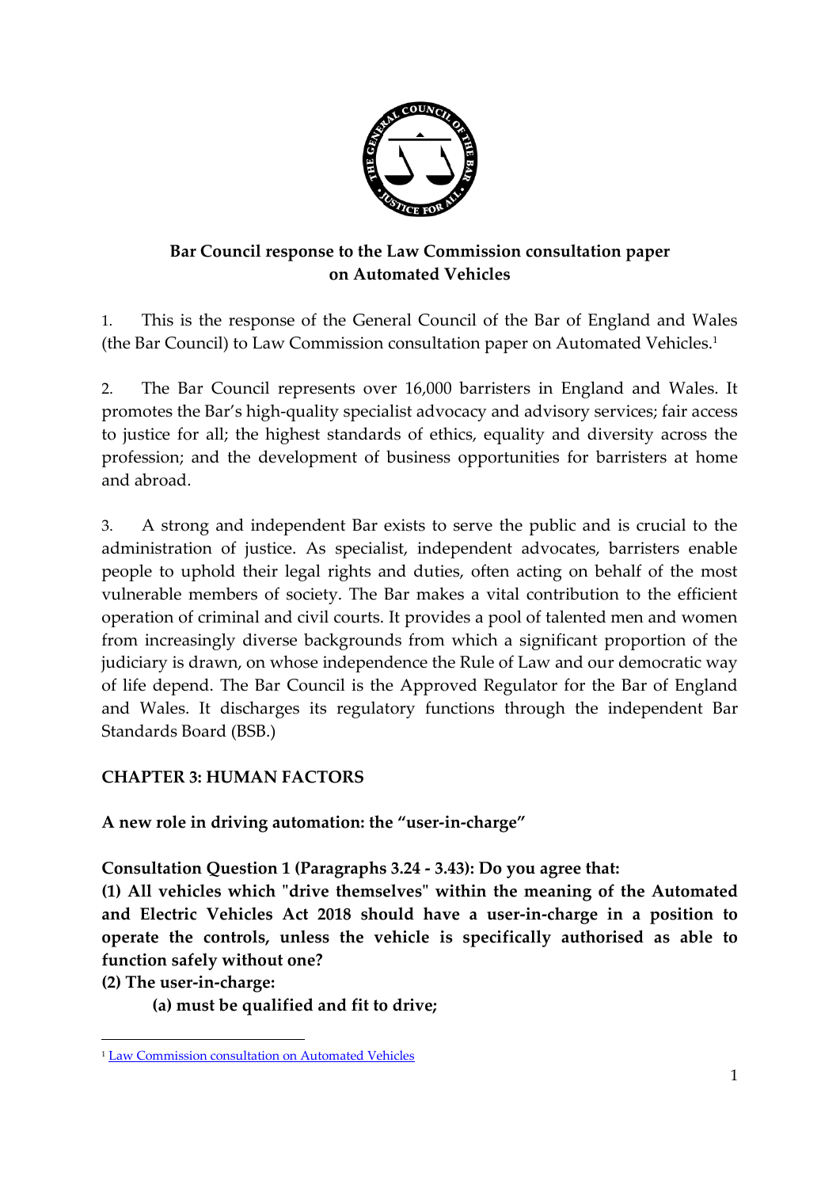**Bar Council response to the Law Commission consultation paper on Automated Vehicles**

1. This is the response of the General Council of the Bar of England and Wales (the Bar Council) to Law Commission consultation paper on Automated Vehicles.[1]

2. The Bar Council represents over 16,000 barristers in England and Wales. It promotes the Bar's high-quality specialist advocacy and advisory services; fair access to justice for all; the highest standards of ethics, equality and diversity across the profession; and the development of business opportunities for barristers at home and abroad.

3. A strong and independent Bar exists to serve the public and is crucial to the administration of justice. As specialist, independent advocates, barristers enable people to uphold their legal rights and duties, often acting on behalf of the most vulnerable members of society. The Bar makes a vital contribution to the efficient operation of criminal and civil courts. It provides a pool of talented men and women from increasingly diverse backgrounds from which a significant proportion of the judiciary is drawn, on whose independence the Rule of Law and our democratic way of life depend. The Bar Council is the Approved Regulator for the Bar of England and Wales. It discharges its regulatory functions through the independent Bar Standards Board (BSB.)

## CHAPTER 3: HUMAN FACTORS

### A new role in driving automation: the "user-in-charge"

**Consultation Question 1 (Paragraphs 3.24 - 3.43): Do you agree that:**

**(1) All vehicles which "drive themselves" within the meaning of the Automated and Electric Vehicles Act 2018 should have a user-in-charge in a position to operate the controls, unless the vehicle is specifically authorised as able to function safely without one?**

**(2) The user-in-charge:**

**(a) must be qualified and fit to drive;**

[1] Law Commission consultation on Automated Vehicles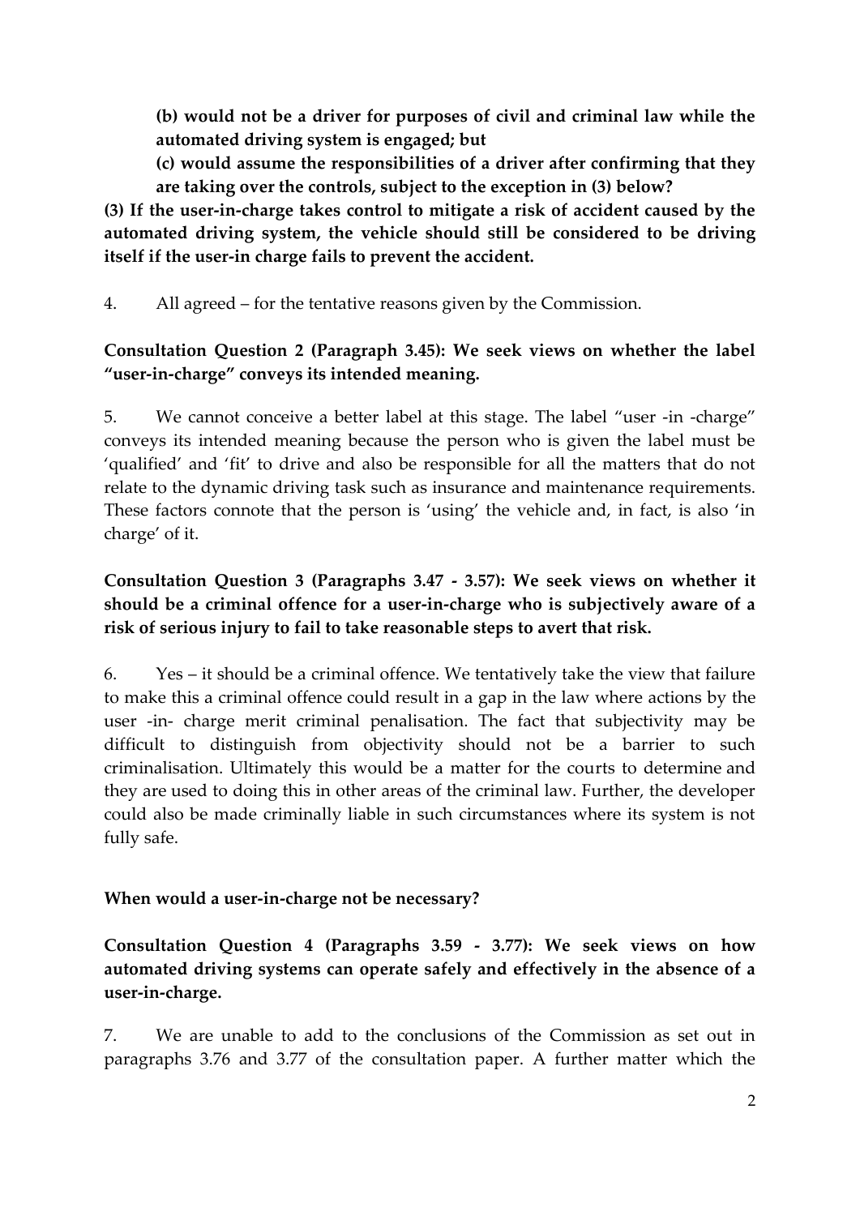**(b) would not be a driver for purposes of civil and criminal law while the automated driving system is engaged; but**

**(c) would assume the responsibilities of a driver after confirming that they are taking over the controls, subject to the exception in (3) below?**

**(3) If the user-in-charge takes control to mitigate a risk of accident caused by the automated driving system, the vehicle should still be considered to be driving itself if the user-in charge fails to prevent the accident.**

4. All agreed – for the tentative reasons given by the Commission.

**Consultation Question 2 (Paragraph 3.45): We seek views on whether the label "user-in-charge" conveys its intended meaning.**

5. We cannot conceive a better label at this stage. The label "user -in -charge" conveys its intended meaning because the person who is given the label must be 'qualified' and 'fit' to drive and also be responsible for all the matters that do not relate to the dynamic driving task such as insurance and maintenance requirements. These factors connote that the person is 'using' the vehicle and, in fact, is also 'in charge' of it.

**Consultation Question 3 (Paragraphs 3.47 - 3.57): We seek views on whether it should be a criminal offence for a user-in-charge who is subjectively aware of a risk of serious injury to fail to take reasonable steps to avert that risk.**

6. Yes – it should be a criminal offence. We tentatively take the view that failure to make this a criminal offence could result in a gap in the law where actions by the user -in- charge merit criminal penalisation. The fact that subjectivity may be difficult to distinguish from objectivity should not be a barrier to such criminalisation. Ultimately this would be a matter for the courts to determine and they are used to doing this in other areas of the criminal law. Further, the developer could also be made criminally liable in such circumstances where its system is not fully safe.

**When would a user-in-charge not be necessary?**

**Consultation Question 4 (Paragraphs 3.59 - 3.77): We seek views on how automated driving systems can operate safely and effectively in the absence of a user-in-charge.**

7. We are unable to add to the conclusions of the Commission as set out in paragraphs 3.76 and 3.77 of the consultation paper. A further matter which the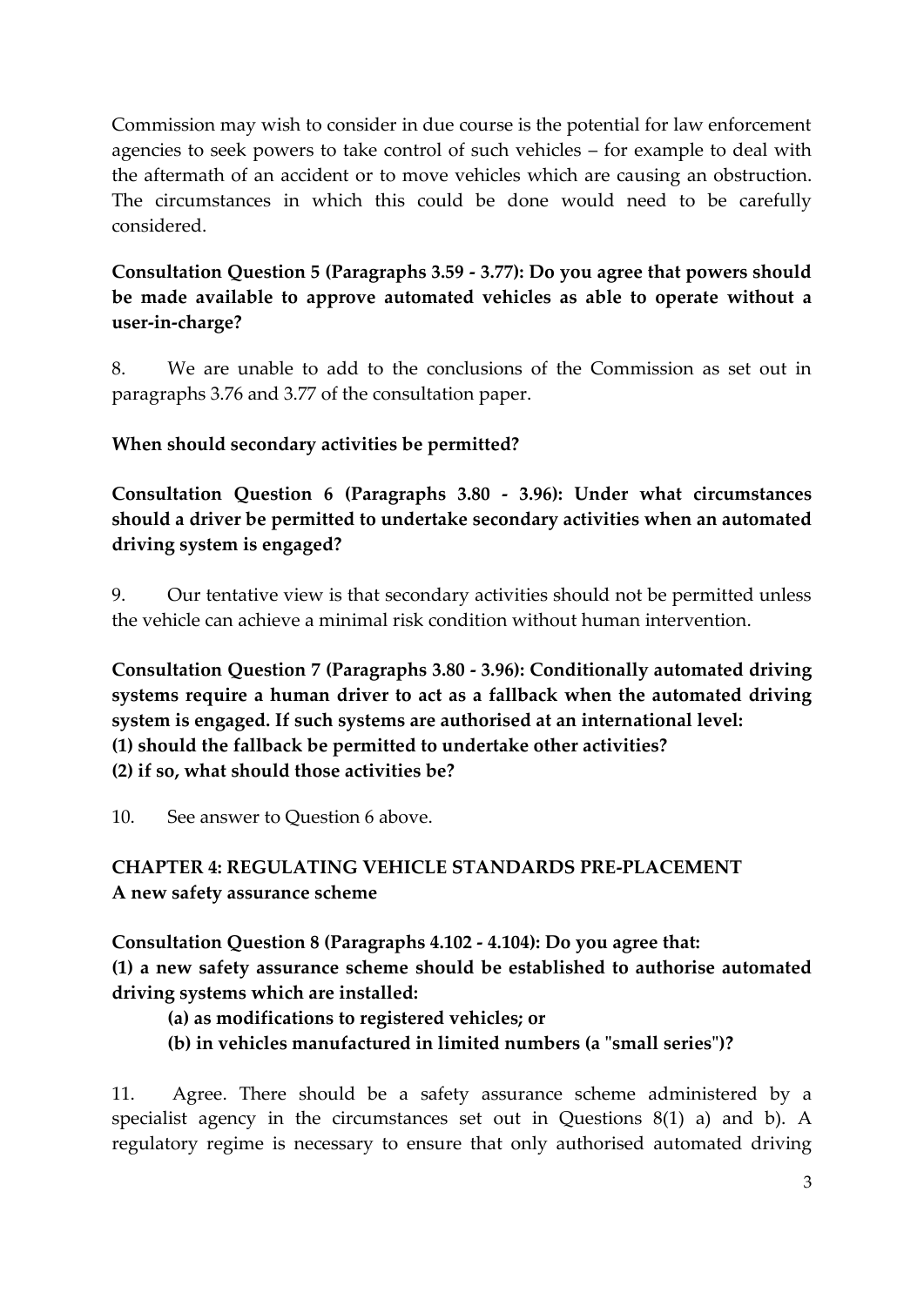Commission may wish to consider in due course is the potential for law enforcement agencies to seek powers to take control of such vehicles – for example to deal with the aftermath of an accident or to move vehicles which are causing an obstruction. The circumstances in which this could be done would need to be carefully considered.

**Consultation Question 5 (Paragraphs 3.59 - 3.77): Do you agree that powers should be made available to approve automated vehicles as able to operate without a user-in-charge?**

8. We are unable to add to the conclusions of the Commission as set out in paragraphs 3.76 and 3.77 of the consultation paper.

**When should secondary activities be permitted?**

**Consultation Question 6 (Paragraphs 3.80 - 3.96): Under what circumstances should a driver be permitted to undertake secondary activities when an automated driving system is engaged?**

9. Our tentative view is that secondary activities should not be permitted unless the vehicle can achieve a minimal risk condition without human intervention.

**Consultation Question 7 (Paragraphs 3.80 - 3.96): Conditionally automated driving systems require a human driver to act as a fallback when the automated driving system is engaged. If such systems are authorised at an international level:**
**(1) should the fallback be permitted to undertake other activities?**
**(2) if so, what should those activities be?**

10. See answer to Question 6 above.

## CHAPTER 4: REGULATING VEHICLE STANDARDS PRE-PLACEMENT

**A new safety assurance scheme**

**Consultation Question 8 (Paragraphs 4.102 - 4.104): Do you agree that:**
**(1) a new safety assurance scheme should be established to authorise automated driving systems which are installed:**

> **(a) as modifications to registered vehicles; or**
> **(b) in vehicles manufactured in limited numbers (a "small series")?**

11. Agree. There should be a safety assurance scheme administered by a specialist agency in the circumstances set out in Questions 8(1) a) and b). A regulatory regime is necessary to ensure that only authorised automated driving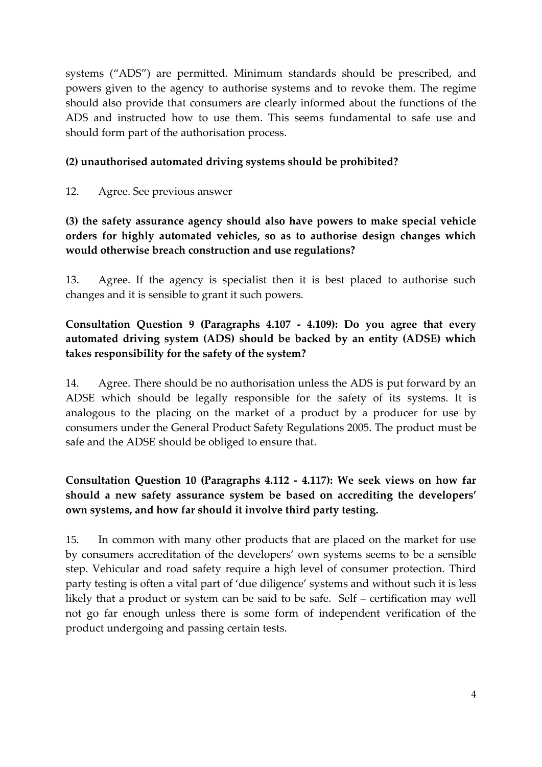systems ("ADS") are permitted. Minimum standards should be prescribed, and powers given to the agency to authorise systems and to revoke them. The regime should also provide that consumers are clearly informed about the functions of the ADS and instructed how to use them. This seems fundamental to safe use and should form part of the authorisation process.

**(2) unauthorised automated driving systems should be prohibited?**

12. Agree. See previous answer

**(3) the safety assurance agency should also have powers to make special vehicle orders for highly automated vehicles, so as to authorise design changes which would otherwise breach construction and use regulations?**

13. Agree. If the agency is specialist then it is best placed to authorise such changes and it is sensible to grant it such powers.

**Consultation Question 9 (Paragraphs 4.107 - 4.109): Do you agree that every automated driving system (ADS) should be backed by an entity (ADSE) which takes responsibility for the safety of the system?**

14. Agree. There should be no authorisation unless the ADS is put forward by an ADSE which should be legally responsible for the safety of its systems. It is analogous to the placing on the market of a product by a producer for use by consumers under the General Product Safety Regulations 2005. The product must be safe and the ADSE should be obliged to ensure that.

**Consultation Question 10 (Paragraphs 4.112 - 4.117): We seek views on how far should a new safety assurance system be based on accrediting the developers' own systems, and how far should it involve third party testing.**

15. In common with many other products that are placed on the market for use by consumers accreditation of the developers' own systems seems to be a sensible step. Vehicular and road safety require a high level of consumer protection. Third party testing is often a vital part of 'due diligence' systems and without such it is less likely that a product or system can be said to be safe. Self – certification may well not go far enough unless there is some form of independent verification of the product undergoing and passing certain tests.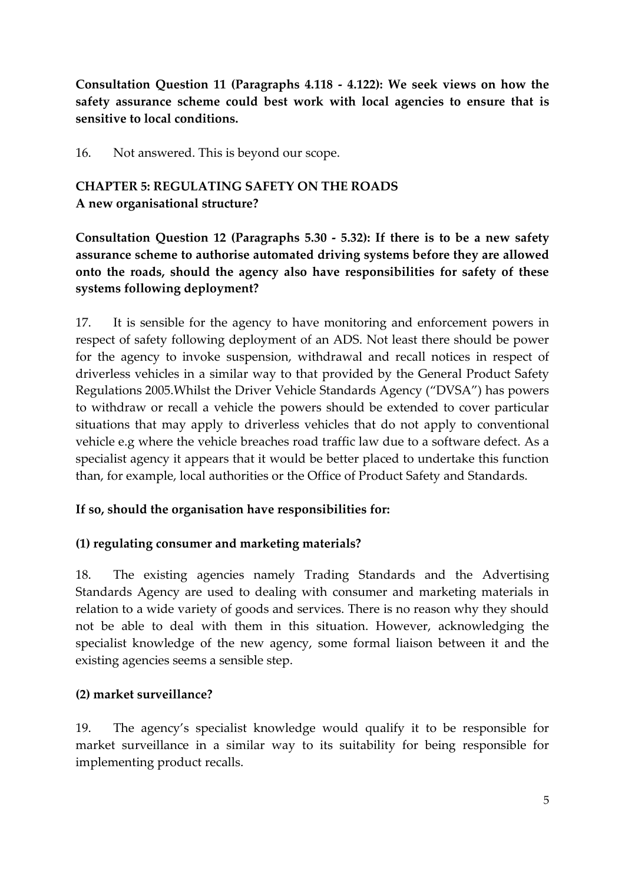**Consultation Question 11 (Paragraphs 4.118 - 4.122): We seek views on how the safety assurance scheme could best work with local agencies to ensure that is sensitive to local conditions.**

16. Not answered. This is beyond our scope.

## CHAPTER 5: REGULATING SAFETY ON THE ROADS

### A new organisational structure?

**Consultation Question 12 (Paragraphs 5.30 - 5.32): If there is to be a new safety assurance scheme to authorise automated driving systems before they are allowed onto the roads, should the agency also have responsibilities for safety of these systems following deployment?**

17. It is sensible for the agency to have monitoring and enforcement powers in respect of safety following deployment of an ADS. Not least there should be power for the agency to invoke suspension, withdrawal and recall notices in respect of driverless vehicles in a similar way to that provided by the General Product Safety Regulations 2005.Whilst the Driver Vehicle Standards Agency ("DVSA") has powers to withdraw or recall a vehicle the powers should be extended to cover particular situations that may apply to driverless vehicles that do not apply to conventional vehicle e.g where the vehicle breaches road traffic law due to a software defect. As a specialist agency it appears that it would be better placed to undertake this function than, for example, local authorities or the Office of Product Safety and Standards.

**If so, should the organisation have responsibilities for:**

**(1) regulating consumer and marketing materials?**

18. The existing agencies namely Trading Standards and the Advertising Standards Agency are used to dealing with consumer and marketing materials in relation to a wide variety of goods and services. There is no reason why they should not be able to deal with them in this situation. However, acknowledging the specialist knowledge of the new agency, some formal liaison between it and the existing agencies seems a sensible step.

**(2) market surveillance?**

19. The agency's specialist knowledge would qualify it to be responsible for market surveillance in a similar way to its suitability for being responsible for implementing product recalls.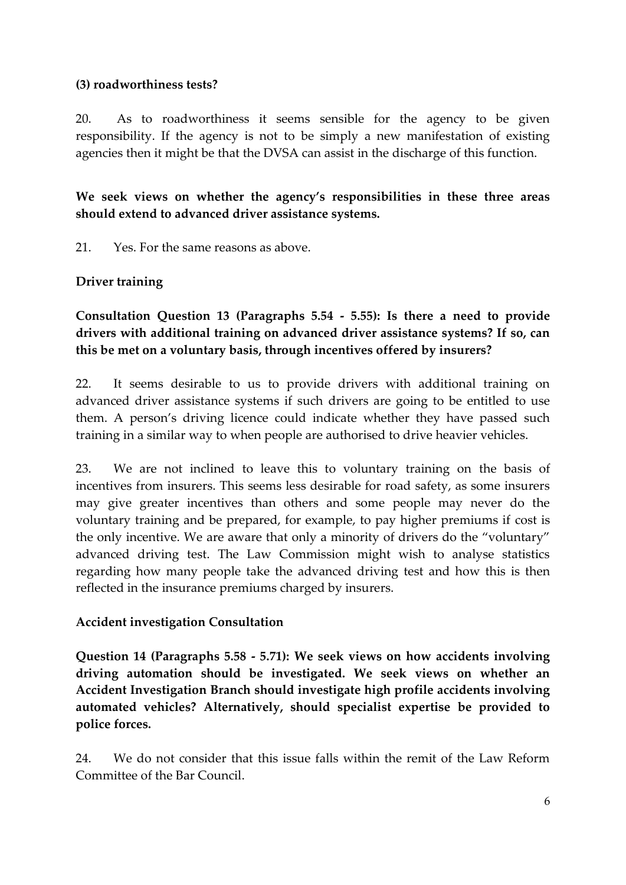**(3) roadworthiness tests?**

20. As to roadworthiness it seems sensible for the agency to be given responsibility. If the agency is not to be simply a new manifestation of existing agencies then it might be that the DVSA can assist in the discharge of this function.

**We seek views on whether the agency's responsibilities in these three areas should extend to advanced driver assistance systems.**

21. Yes. For the same reasons as above.

**Driver training**

**Consultation Question 13 (Paragraphs 5.54 - 5.55): Is there a need to provide drivers with additional training on advanced driver assistance systems? If so, can this be met on a voluntary basis, through incentives offered by insurers?**

22. It seems desirable to us to provide drivers with additional training on advanced driver assistance systems if such drivers are going to be entitled to use them. A person's driving licence could indicate whether they have passed such training in a similar way to when people are authorised to drive heavier vehicles.

23. We are not inclined to leave this to voluntary training on the basis of incentives from insurers. This seems less desirable for road safety, as some insurers may give greater incentives than others and some people may never do the voluntary training and be prepared, for example, to pay higher premiums if cost is the only incentive. We are aware that only a minority of drivers do the "voluntary" advanced driving test. The Law Commission might wish to analyse statistics regarding how many people take the advanced driving test and how this is then reflected in the insurance premiums charged by insurers.

**Accident investigation Consultation**

**Question 14 (Paragraphs 5.58 - 5.71): We seek views on how accidents involving driving automation should be investigated. We seek views on whether an Accident Investigation Branch should investigate high profile accidents involving automated vehicles? Alternatively, should specialist expertise be provided to police forces.**

24. We do not consider that this issue falls within the remit of the Law Reform Committee of the Bar Council.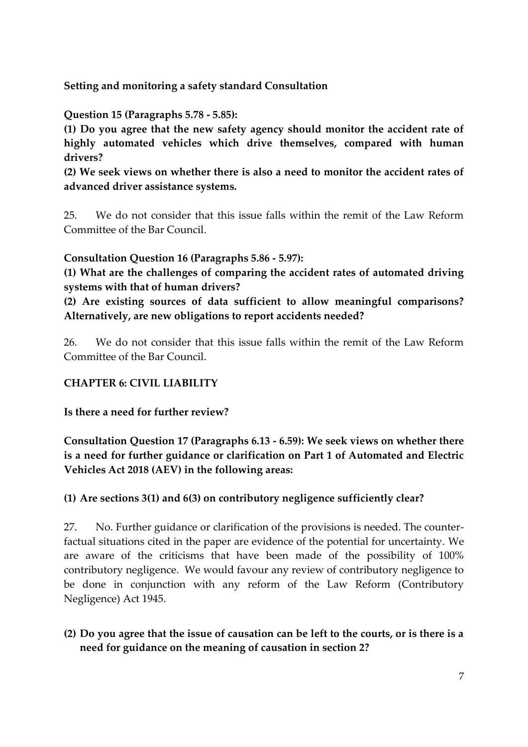**Setting and monitoring a safety standard Consultation**

**Question 15 (Paragraphs 5.78 - 5.85):**

**(1) Do you agree that the new safety agency should monitor the accident rate of highly automated vehicles which drive themselves, compared with human drivers?**

**(2) We seek views on whether there is also a need to monitor the accident rates of advanced driver assistance systems.**

25. We do not consider that this issue falls within the remit of the Law Reform Committee of the Bar Council.

**Consultation Question 16 (Paragraphs 5.86 - 5.97):**

**(1) What are the challenges of comparing the accident rates of automated driving systems with that of human drivers?**

**(2) Are existing sources of data sufficient to allow meaningful comparisons? Alternatively, are new obligations to report accidents needed?**

26. We do not consider that this issue falls within the remit of the Law Reform Committee of the Bar Council.

## CHAPTER 6: CIVIL LIABILITY

**Is there a need for further review?**

**Consultation Question 17 (Paragraphs 6.13 - 6.59): We seek views on whether there is a need for further guidance or clarification on Part 1 of Automated and Electric Vehicles Act 2018 (AEV) in the following areas:**

**(1) Are sections 3(1) and 6(3) on contributory negligence sufficiently clear?**

27. No. Further guidance or clarification of the provisions is needed. The counter-factual situations cited in the paper are evidence of the potential for uncertainty. We are aware of the criticisms that have been made of the possibility of 100% contributory negligence. We would favour any review of contributory negligence to be done in conjunction with any reform of the Law Reform (Contributory Negligence) Act 1945.

**(2) Do you agree that the issue of causation can be left to the courts, or is there is a need for guidance on the meaning of causation in section 2?**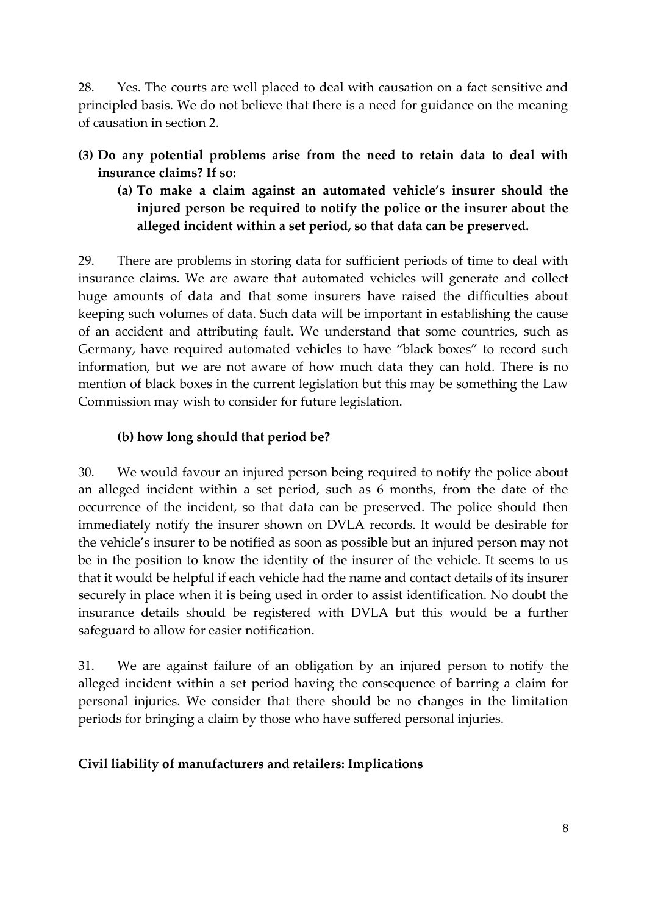28. Yes. The courts are well placed to deal with causation on a fact sensitive and principled basis. We do not believe that there is a need for guidance on the meaning of causation in section 2.

**(3) Do any potential problems arise from the need to retain data to deal with insurance claims? If so:**

**(a) To make a claim against an automated vehicle's insurer should the injured person be required to notify the police or the insurer about the alleged incident within a set period, so that data can be preserved.**

29. There are problems in storing data for sufficient periods of time to deal with insurance claims. We are aware that automated vehicles will generate and collect huge amounts of data and that some insurers have raised the difficulties about keeping such volumes of data. Such data will be important in establishing the cause of an accident and attributing fault. We understand that some countries, such as Germany, have required automated vehicles to have "black boxes" to record such information, but we are not aware of how much data they can hold. There is no mention of black boxes in the current legislation but this may be something the Law Commission may wish to consider for future legislation.

**(b) how long should that period be?**

30. We would favour an injured person being required to notify the police about an alleged incident within a set period, such as 6 months, from the date of the occurrence of the incident, so that data can be preserved. The police should then immediately notify the insurer shown on DVLA records. It would be desirable for the vehicle's insurer to be notified as soon as possible but an injured person may not be in the position to know the identity of the insurer of the vehicle. It seems to us that it would be helpful if each vehicle had the name and contact details of its insurer securely in place when it is being used in order to assist identification. No doubt the insurance details should be registered with DVLA but this would be a further safeguard to allow for easier notification.

31. We are against failure of an obligation by an injured person to notify the alleged incident within a set period having the consequence of barring a claim for personal injuries. We consider that there should be no changes in the limitation periods for bringing a claim by those who have suffered personal injuries.

**Civil liability of manufacturers and retailers: Implications**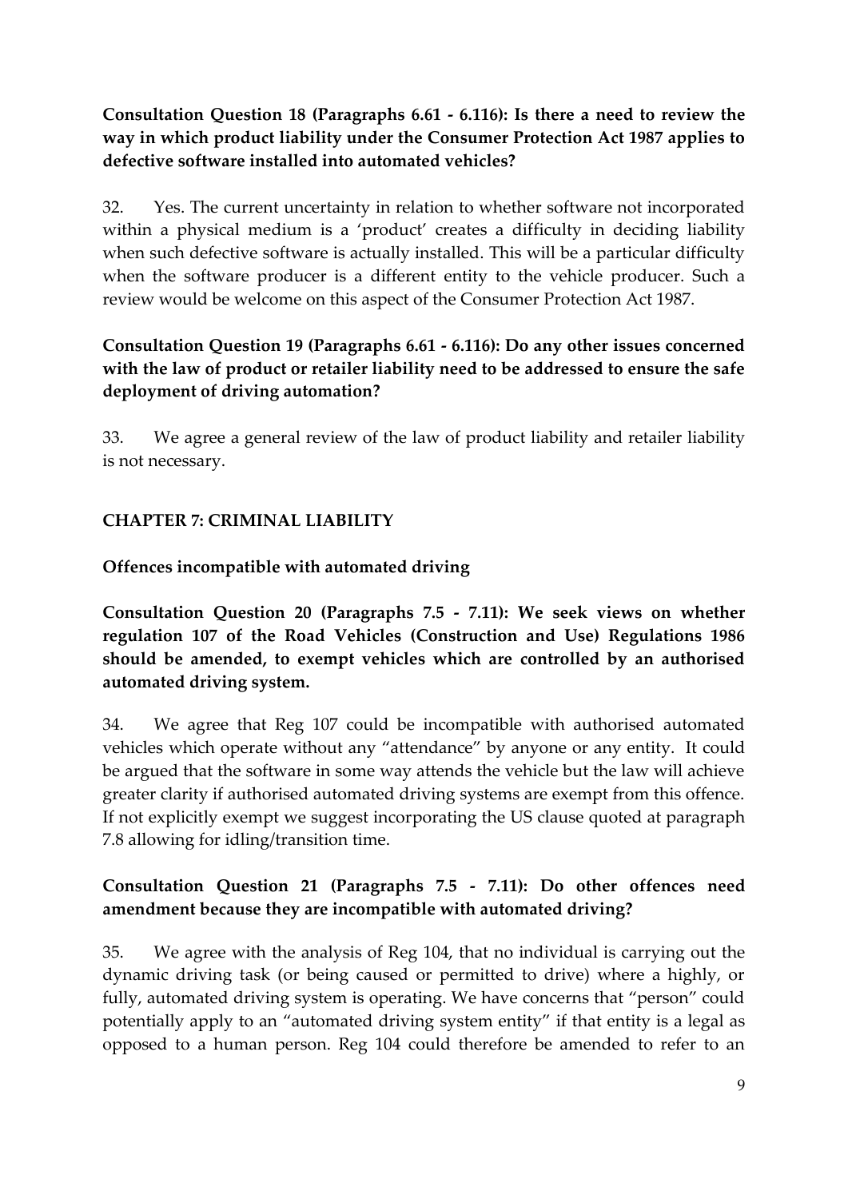**Consultation Question 18 (Paragraphs 6.61 - 6.116): Is there a need to review the way in which product liability under the Consumer Protection Act 1987 applies to defective software installed into automated vehicles?**

32. Yes. The current uncertainty in relation to whether software not incorporated within a physical medium is a 'product' creates a difficulty in deciding liability when such defective software is actually installed. This will be a particular difficulty when the software producer is a different entity to the vehicle producer. Such a review would be welcome on this aspect of the Consumer Protection Act 1987.

**Consultation Question 19 (Paragraphs 6.61 - 6.116): Do any other issues concerned with the law of product or retailer liability need to be addressed to ensure the safe deployment of driving automation?**

33. We agree a general review of the law of product liability and retailer liability is not necessary.

## CHAPTER 7: CRIMINAL LIABILITY

### Offences incompatible with automated driving

**Consultation Question 20 (Paragraphs 7.5 - 7.11): We seek views on whether regulation 107 of the Road Vehicles (Construction and Use) Regulations 1986 should be amended, to exempt vehicles which are controlled by an authorised automated driving system.**

34. We agree that Reg 107 could be incompatible with authorised automated vehicles which operate without any "attendance" by anyone or any entity. It could be argued that the software in some way attends the vehicle but the law will achieve greater clarity if authorised automated driving systems are exempt from this offence. If not explicitly exempt we suggest incorporating the US clause quoted at paragraph 7.8 allowing for idling/transition time.

**Consultation Question 21 (Paragraphs 7.5 - 7.11): Do other offences need amendment because they are incompatible with automated driving?**

35. We agree with the analysis of Reg 104, that no individual is carrying out the dynamic driving task (or being caused or permitted to drive) where a highly, or fully, automated driving system is operating. We have concerns that "person" could potentially apply to an "automated driving system entity" if that entity is a legal as opposed to a human person. Reg 104 could therefore be amended to refer to an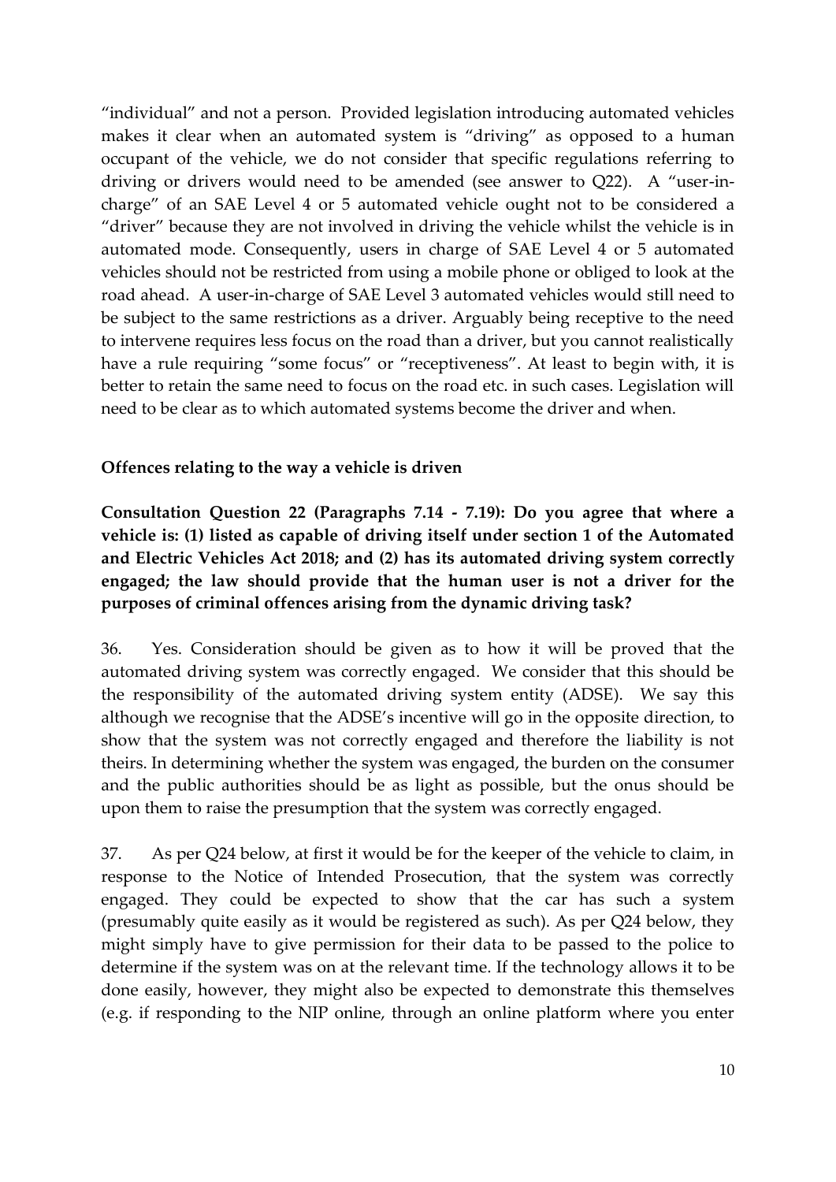"individual" and not a person. Provided legislation introducing automated vehicles makes it clear when an automated system is "driving" as opposed to a human occupant of the vehicle, we do not consider that specific regulations referring to driving or drivers would need to be amended (see answer to Q22). A "user-in-charge" of an SAE Level 4 or 5 automated vehicle ought not to be considered a "driver" because they are not involved in driving the vehicle whilst the vehicle is in automated mode. Consequently, users in charge of SAE Level 4 or 5 automated vehicles should not be restricted from using a mobile phone or obliged to look at the road ahead. A user-in-charge of SAE Level 3 automated vehicles would still need to be subject to the same restrictions as a driver. Arguably being receptive to the need to intervene requires less focus on the road than a driver, but you cannot realistically have a rule requiring "some focus" or "receptiveness". At least to begin with, it is better to retain the same need to focus on the road etc. in such cases. Legislation will need to be clear as to which automated systems become the driver and when.

**Offences relating to the way a vehicle is driven**

**Consultation Question 22 (Paragraphs 7.14 - 7.19): Do you agree that where a vehicle is: (1) listed as capable of driving itself under section 1 of the Automated and Electric Vehicles Act 2018; and (2) has its automated driving system correctly engaged; the law should provide that the human user is not a driver for the purposes of criminal offences arising from the dynamic driving task?**

36. Yes. Consideration should be given as to how it will be proved that the automated driving system was correctly engaged. We consider that this should be the responsibility of the automated driving system entity (ADSE). We say this although we recognise that the ADSE's incentive will go in the opposite direction, to show that the system was not correctly engaged and therefore the liability is not theirs. In determining whether the system was engaged, the burden on the consumer and the public authorities should be as light as possible, but the onus should be upon them to raise the presumption that the system was correctly engaged.

37. As per Q24 below, at first it would be for the keeper of the vehicle to claim, in response to the Notice of Intended Prosecution, that the system was correctly engaged. They could be expected to show that the car has such a system (presumably quite easily as it would be registered as such). As per Q24 below, they might simply have to give permission for their data to be passed to the police to determine if the system was on at the relevant time. If the technology allows it to be done easily, however, they might also be expected to demonstrate this themselves (e.g. if responding to the NIP online, through an online platform where you enter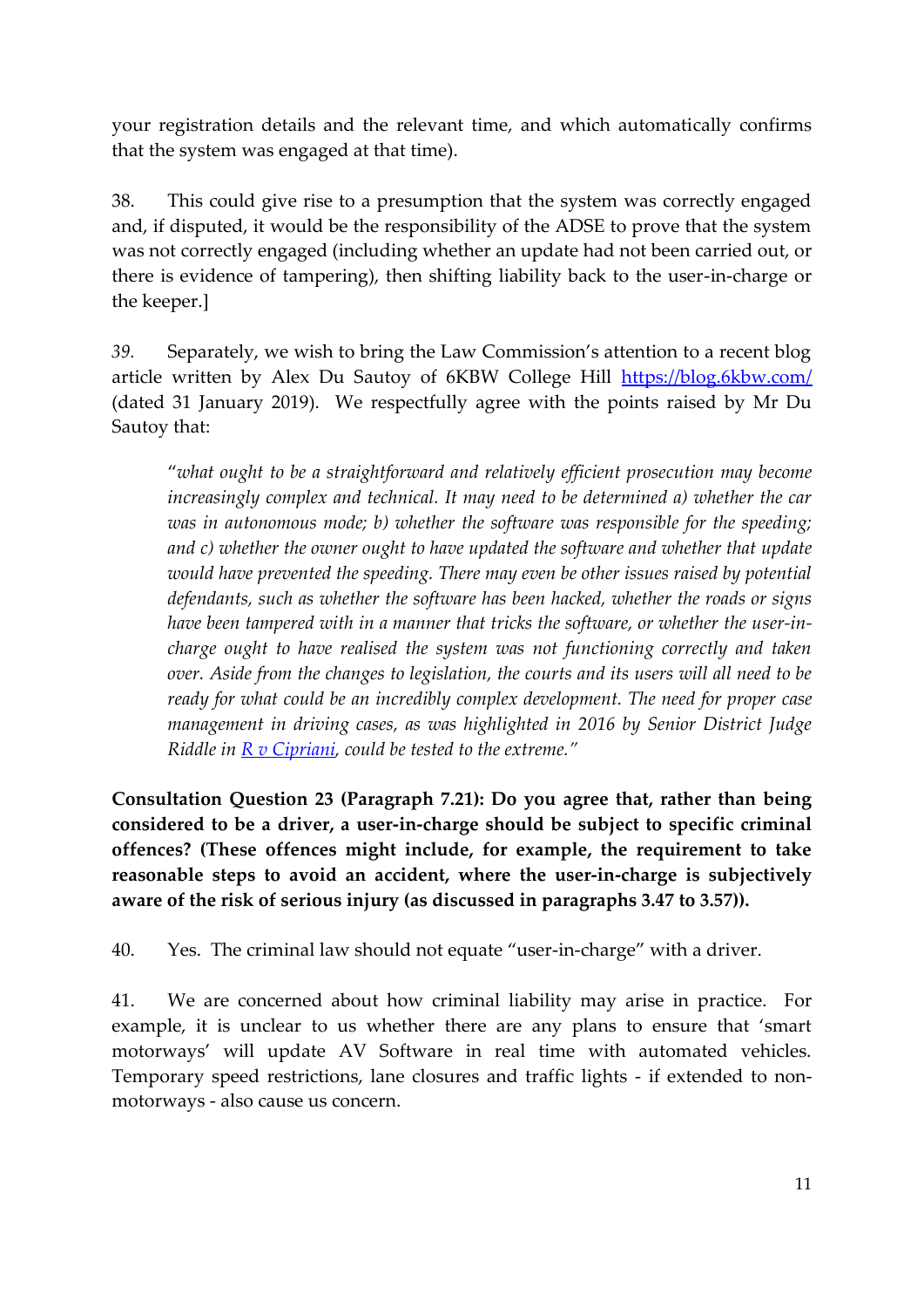your registration details and the relevant time, and which automatically confirms that the system was engaged at that time).

38. This could give rise to a presumption that the system was correctly engaged and, if disputed, it would be the responsibility of the ADSE to prove that the system was not correctly engaged (including whether an update had not been carried out, or there is evidence of tampering), then shifting liability back to the user-in-charge or the keeper.]

*39.* Separately, we wish to bring the Law Commission's attention to a recent blog article written by Alex Du Sautoy of 6KBW College Hill [https://blog.6kbw.com/](https://blog.6kbw.com/) (dated 31 January 2019). We respectfully agree with the points raised by Mr Du Sautoy that:

> "*what ought to be a straightforward and relatively efficient prosecution may become increasingly complex and technical. It may need to be determined a) whether the car was in autonomous mode; b) whether the software was responsible for the speeding; and c) whether the owner ought to have updated the software and whether that update would have prevented the speeding. There may even be other issues raised by potential defendants, such as whether the software has been hacked, whether the roads or signs have been tampered with in a manner that tricks the software, or whether the user-in-charge ought to have realised the system was not functioning correctly and taken over. Aside from the changes to legislation, the courts and its users will all need to be ready for what could be an incredibly complex development. The need for proper case management in driving cases, as was highlighted in 2016 by Senior District Judge Riddle in [R v Cipriani](), could be tested to the extreme.*"

**Consultation Question 23 (Paragraph 7.21): Do you agree that, rather than being considered to be a driver, a user-in-charge should be subject to specific criminal offences? (These offences might include, for example, the requirement to take reasonable steps to avoid an accident, where the user-in-charge is subjectively aware of the risk of serious injury (as discussed in paragraphs 3.47 to 3.57)).**

40. Yes. The criminal law should not equate "user-in-charge" with a driver.

41. We are concerned about how criminal liability may arise in practice. For example, it is unclear to us whether there are any plans to ensure that 'smart motorways' will update AV Software in real time with automated vehicles. Temporary speed restrictions, lane closures and traffic lights - if extended to non-motorways - also cause us concern.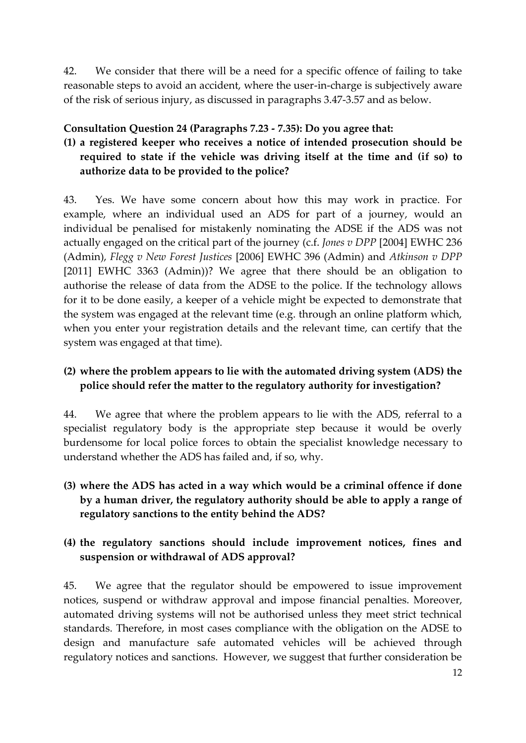42. We consider that there will be a need for a specific offence of failing to take reasonable steps to avoid an accident, where the user-in-charge is subjectively aware of the risk of serious injury, as discussed in paragraphs 3.47-3.57 and as below.

**Consultation Question 24 (Paragraphs 7.23 - 7.35): Do you agree that:**

**(1) a registered keeper who receives a notice of intended prosecution should be required to state if the vehicle was driving itself at the time and (if so) to authorize data to be provided to the police?**

43. Yes. We have some concern about how this may work in practice. For example, where an individual used an ADS for part of a journey, would an individual be penalised for mistakenly nominating the ADSE if the ADS was not actually engaged on the critical part of the journey (c.f. *Jones v DPP* [2004] EWHC 236 (Admin), *Flegg v New Forest Justices* [2006] EWHC 396 (Admin) and *Atkinson v DPP* [2011] EWHC 3363 (Admin))? We agree that there should be an obligation to authorise the release of data from the ADSE to the police. If the technology allows for it to be done easily, a keeper of a vehicle might be expected to demonstrate that the system was engaged at the relevant time (e.g. through an online platform which, when you enter your registration details and the relevant time, can certify that the system was engaged at that time).

**(2) where the problem appears to lie with the automated driving system (ADS) the police should refer the matter to the regulatory authority for investigation?**

44. We agree that where the problem appears to lie with the ADS, referral to a specialist regulatory body is the appropriate step because it would be overly burdensome for local police forces to obtain the specialist knowledge necessary to understand whether the ADS has failed and, if so, why.

**(3) where the ADS has acted in a way which would be a criminal offence if done by a human driver, the regulatory authority should be able to apply a range of regulatory sanctions to the entity behind the ADS?**

**(4) the regulatory sanctions should include improvement notices, fines and suspension or withdrawal of ADS approval?**

45. We agree that the regulator should be empowered to issue improvement notices, suspend or withdraw approval and impose financial penalties. Moreover, automated driving systems will not be authorised unless they meet strict technical standards. Therefore, in most cases compliance with the obligation on the ADSE to design and manufacture safe automated vehicles will be achieved through regulatory notices and sanctions. However, we suggest that further consideration be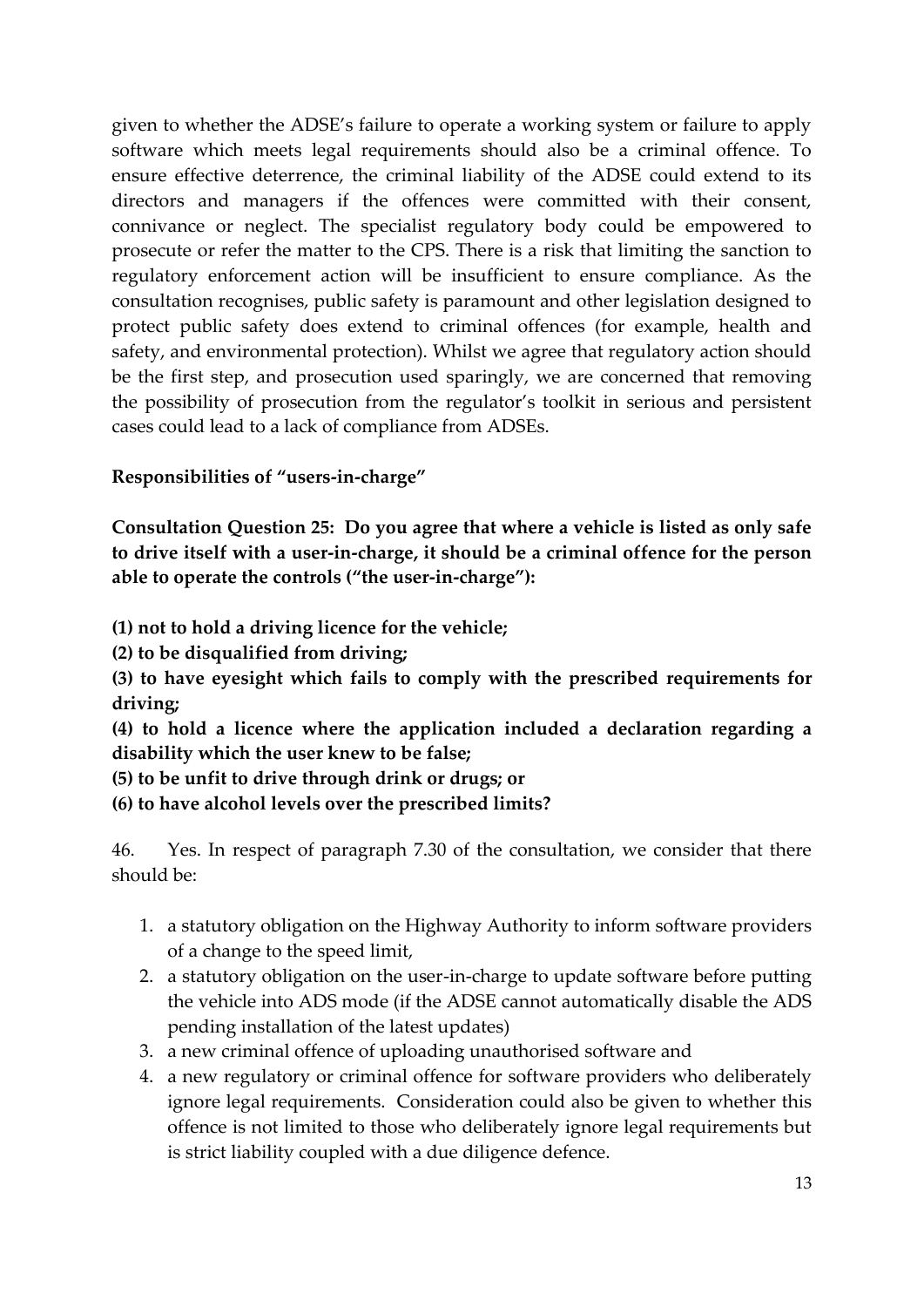given to whether the ADSE's failure to operate a working system or failure to apply software which meets legal requirements should also be a criminal offence. To ensure effective deterrence, the criminal liability of the ADSE could extend to its directors and managers if the offences were committed with their consent, connivance or neglect. The specialist regulatory body could be empowered to prosecute or refer the matter to the CPS. There is a risk that limiting the sanction to regulatory enforcement action will be insufficient to ensure compliance. As the consultation recognises, public safety is paramount and other legislation designed to protect public safety does extend to criminal offences (for example, health and safety, and environmental protection). Whilst we agree that regulatory action should be the first step, and prosecution used sparingly, we are concerned that removing the possibility of prosecution from the regulator's toolkit in serious and persistent cases could lead to a lack of compliance from ADSEs.

**Responsibilities of "users-in-charge"**

**Consultation Question 25: Do you agree that where a vehicle is listed as only safe to drive itself with a user-in-charge, it should be a criminal offence for the person able to operate the controls ("the user-in-charge"):**

**(1) not to hold a driving licence for the vehicle;**

**(2) to be disqualified from driving;**

**(3) to have eyesight which fails to comply with the prescribed requirements for driving;**

**(4) to hold a licence where the application included a declaration regarding a disability which the user knew to be false;**

**(5) to be unfit to drive through drink or drugs; or**

**(6) to have alcohol levels over the prescribed limits?**

46. Yes. In respect of paragraph 7.30 of the consultation, we consider that there should be:

1. a statutory obligation on the Highway Authority to inform software providers of a change to the speed limit,
2. a statutory obligation on the user-in-charge to update software before putting the vehicle into ADS mode (if the ADSE cannot automatically disable the ADS pending installation of the latest updates)
3. a new criminal offence of uploading unauthorised software and
4. a new regulatory or criminal offence for software providers who deliberately ignore legal requirements. Consideration could also be given to whether this offence is not limited to those who deliberately ignore legal requirements but is strict liability coupled with a due diligence defence.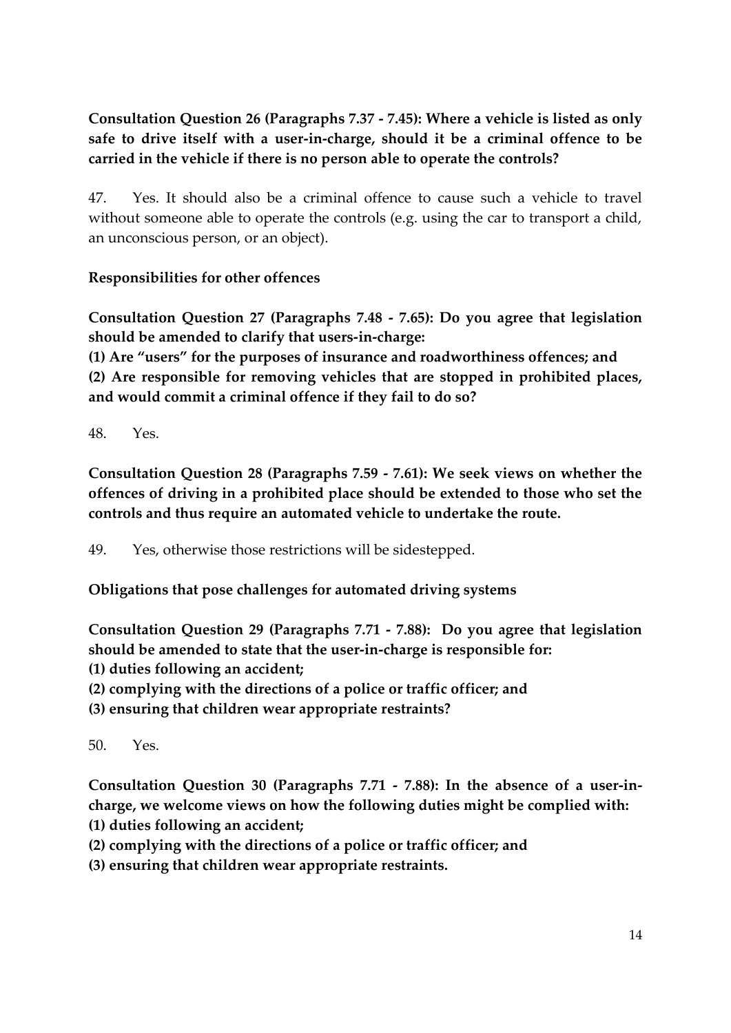**Consultation Question 26 (Paragraphs 7.37 - 7.45): Where a vehicle is listed as only safe to drive itself with a user-in-charge, should it be a criminal offence to be carried in the vehicle if there is no person able to operate the controls?**

47. Yes. It should also be a criminal offence to cause such a vehicle to travel without someone able to operate the controls (e.g. using the car to transport a child, an unconscious person, or an object).

**Responsibilities for other offences**

**Consultation Question 27 (Paragraphs 7.48 - 7.65): Do you agree that legislation should be amended to clarify that users-in-charge:**
**(1) Are "users" for the purposes of insurance and roadworthiness offences; and**
**(2) Are responsible for removing vehicles that are stopped in prohibited places, and would commit a criminal offence if they fail to do so?**

48. Yes.

**Consultation Question 28 (Paragraphs 7.59 - 7.61): We seek views on whether the offences of driving in a prohibited place should be extended to those who set the controls and thus require an automated vehicle to undertake the route.**

49. Yes, otherwise those restrictions will be sidestepped.

**Obligations that pose challenges for automated driving systems**

**Consultation Question 29 (Paragraphs 7.71 - 7.88): Do you agree that legislation should be amended to state that the user-in-charge is responsible for:**
**(1) duties following an accident;**
**(2) complying with the directions of a police or traffic officer; and**
**(3) ensuring that children wear appropriate restraints?**

50. Yes.

**Consultation Question 30 (Paragraphs 7.71 - 7.88): In the absence of a user-in-charge, we welcome views on how the following duties might be complied with:**
**(1) duties following an accident;**
**(2) complying with the directions of a police or traffic officer; and**
**(3) ensuring that children wear appropriate restraints.**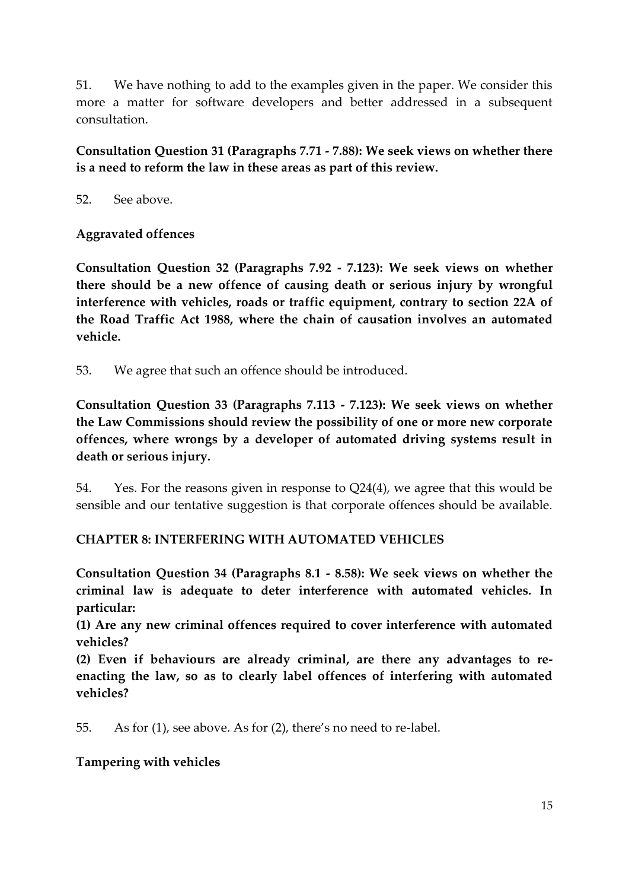51. We have nothing to add to the examples given in the paper. We consider this more a matter for software developers and better addressed in a subsequent consultation.

**Consultation Question 31 (Paragraphs 7.71 - 7.88): We seek views on whether there is a need to reform the law in these areas as part of this review.**

52. See above.

**Aggravated offences**

**Consultation Question 32 (Paragraphs 7.92 - 7.123): We seek views on whether there should be a new offence of causing death or serious injury by wrongful interference with vehicles, roads or traffic equipment, contrary to section 22A of the Road Traffic Act 1988, where the chain of causation involves an automated vehicle.**

53. We agree that such an offence should be introduced.

**Consultation Question 33 (Paragraphs 7.113 - 7.123): We seek views on whether the Law Commissions should review the possibility of one or more new corporate offences, where wrongs by a developer of automated driving systems result in death or serious injury.**

54. Yes. For the reasons given in response to Q24(4), we agree that this would be sensible and our tentative suggestion is that corporate offences should be available.

## CHAPTER 8: INTERFERING WITH AUTOMATED VEHICLES

**Consultation Question 34 (Paragraphs 8.1 - 8.58): We seek views on whether the criminal law is adequate to deter interference with automated vehicles. In particular:**

**(1) Are any new criminal offences required to cover interference with automated vehicles?**

**(2) Even if behaviours are already criminal, are there any advantages to re-enacting the law, so as to clearly label offences of interfering with automated vehicles?**

55. As for (1), see above. As for (2), there's no need to re-label.

**Tampering with vehicles**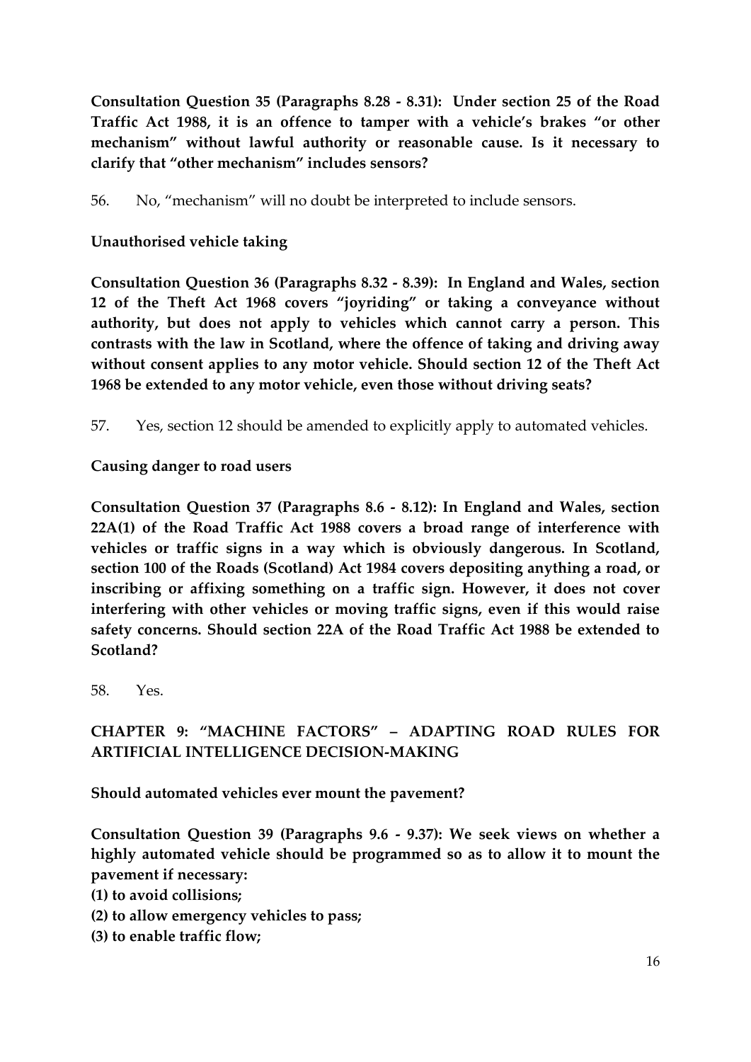**Consultation Question 35 (Paragraphs 8.28 - 8.31): Under section 25 of the Road Traffic Act 1988, it is an offence to tamper with a vehicle's brakes "or other mechanism" without lawful authority or reasonable cause. Is it necessary to clarify that "other mechanism" includes sensors?**

56. No, "mechanism" will no doubt be interpreted to include sensors.

**Unauthorised vehicle taking**

**Consultation Question 36 (Paragraphs 8.32 - 8.39): In England and Wales, section 12 of the Theft Act 1968 covers "joyriding" or taking a conveyance without authority, but does not apply to vehicles which cannot carry a person. This contrasts with the law in Scotland, where the offence of taking and driving away without consent applies to any motor vehicle. Should section 12 of the Theft Act 1968 be extended to any motor vehicle, even those without driving seats?**

57. Yes, section 12 should be amended to explicitly apply to automated vehicles.

**Causing danger to road users**

**Consultation Question 37 (Paragraphs 8.6 - 8.12): In England and Wales, section 22A(1) of the Road Traffic Act 1988 covers a broad range of interference with vehicles or traffic signs in a way which is obviously dangerous. In Scotland, section 100 of the Roads (Scotland) Act 1984 covers depositing anything a road, or inscribing or affixing something on a traffic sign. However, it does not cover interfering with other vehicles or moving traffic signs, even if this would raise safety concerns. Should section 22A of the Road Traffic Act 1988 be extended to Scotland?**

58. Yes.

## CHAPTER 9: "MACHINE FACTORS" – ADAPTING ROAD RULES FOR ARTIFICIAL INTELLIGENCE DECISION-MAKING

**Should automated vehicles ever mount the pavement?**

**Consultation Question 39 (Paragraphs 9.6 - 9.37): We seek views on whether a highly automated vehicle should be programmed so as to allow it to mount the pavement if necessary:**

**(1) to avoid collisions;**

**(2) to allow emergency vehicles to pass;**

**(3) to enable traffic flow;**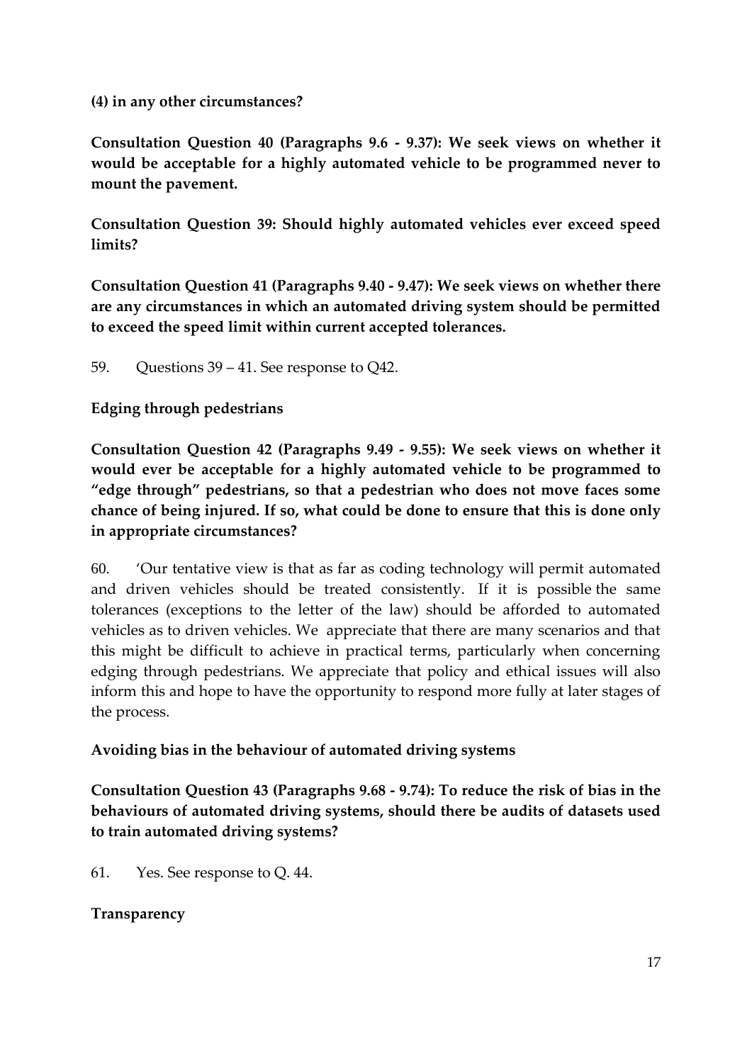**(4) in any other circumstances?**

**Consultation Question 40 (Paragraphs 9.6 - 9.37): We seek views on whether it would be acceptable for a highly automated vehicle to be programmed never to mount the pavement.**

**Consultation Question 39: Should highly automated vehicles ever exceed speed limits?**

**Consultation Question 41 (Paragraphs 9.40 - 9.47): We seek views on whether there are any circumstances in which an automated driving system should be permitted to exceed the speed limit within current accepted tolerances.**

59. Questions 39 – 41. See response to Q42.

**Edging through pedestrians**

**Consultation Question 42 (Paragraphs 9.49 - 9.55): We seek views on whether it would ever be acceptable for a highly automated vehicle to be programmed to "edge through" pedestrians, so that a pedestrian who does not move faces some chance of being injured. If so, what could be done to ensure that this is done only in appropriate circumstances?**

60. 'Our tentative view is that as far as coding technology will permit automated and driven vehicles should be treated consistently. If it is possible the same tolerances (exceptions to the letter of the law) should be afforded to automated vehicles as to driven vehicles. We appreciate that there are many scenarios and that this might be difficult to achieve in practical terms, particularly when concerning edging through pedestrians. We appreciate that policy and ethical issues will also inform this and hope to have the opportunity to respond more fully at later stages of the process.

**Avoiding bias in the behaviour of automated driving systems**

**Consultation Question 43 (Paragraphs 9.68 - 9.74): To reduce the risk of bias in the behaviours of automated driving systems, should there be audits of datasets used to train automated driving systems?**

61. Yes. See response to Q. 44.

**Transparency**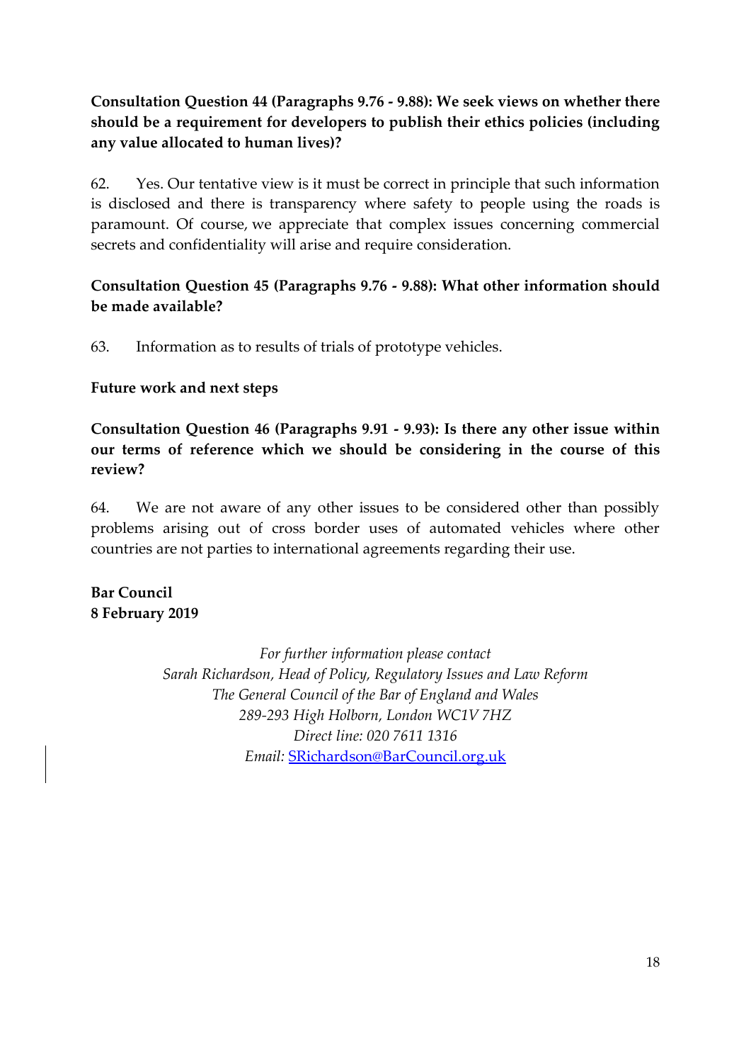**Consultation Question 44 (Paragraphs 9.76 - 9.88): We seek views on whether there should be a requirement for developers to publish their ethics policies (including any value allocated to human lives)?**

62. Yes. Our tentative view is it must be correct in principle that such information is disclosed and there is transparency where safety to people using the roads is paramount. Of course, we appreciate that complex issues concerning commercial secrets and confidentiality will arise and require consideration.

**Consultation Question 45 (Paragraphs 9.76 - 9.88): What other information should be made available?**

63. Information as to results of trials of prototype vehicles.

**Future work and next steps**

**Consultation Question 46 (Paragraphs 9.91 - 9.93): Is there any other issue within our terms of reference which we should be considering in the course of this review?**

64. We are not aware of any other issues to be considered other than possibly problems arising out of cross border uses of automated vehicles where other countries are not parties to international agreements regarding their use.

**Bar Council**
**8 February 2019**

*For further information please contact*
*Sarah Richardson, Head of Policy, Regulatory Issues and Law Reform*
*The General Council of the Bar of England and Wales*
*289-293 High Holborn, London WC1V 7HZ*
*Direct line: 020 7611 1316*
*Email:* SRichardson@BarCouncil.org.uk